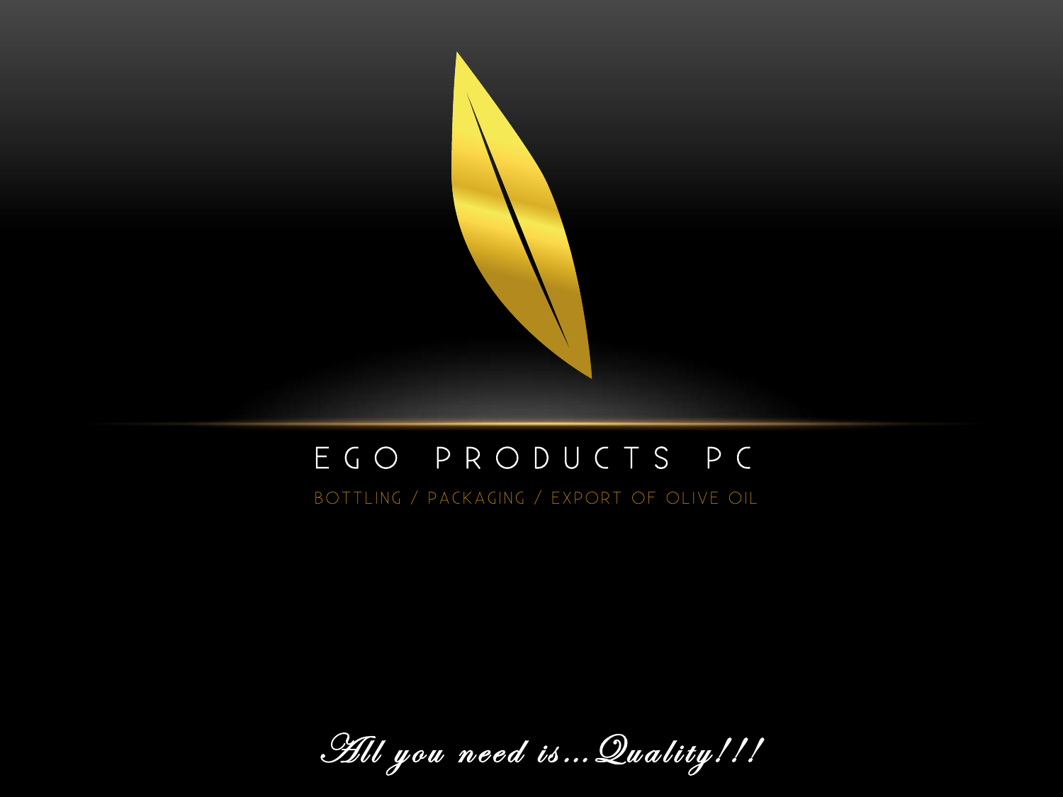# EGO PRODUCTS PC

BOTTLING / PACKAGING / EXPORT OF OLIVE OIL

*All you need is...Quality!!!*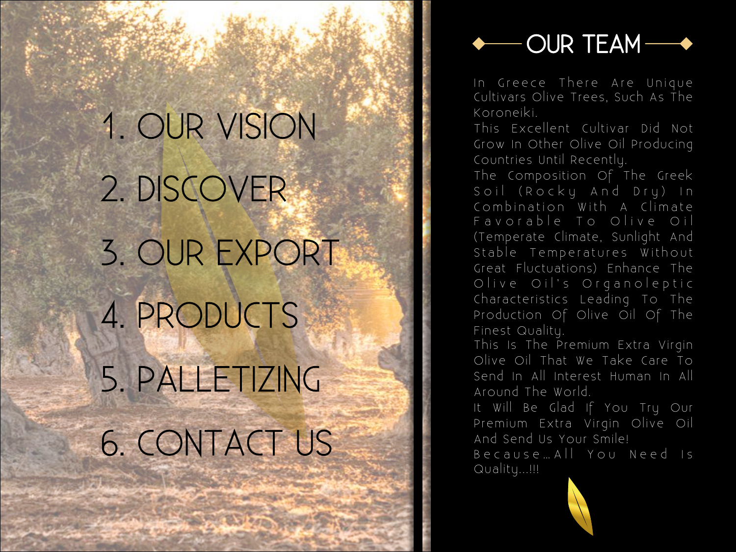1. OUR VISION
2. DISCOVER
3. OUR EXPORT
4. PRODUCTS
5. PALLETIZING
6. CONTACT US

# OUR TEAM

In Greece There Are Unique Cultivars Olive Trees, Such As The Koroneiki.
This Excellent Cultivar Did Not Grow In Other Olive Oil Producing Countries Until Recently.
The Composition Of The Greek Soil (Rocky And Dry) In Combination With A Climate Favorable To Olive Oil (Temperate Climate, Sunlight And Stable Temperatures Without Great Fluctuations) Enhance The Olive Oil's Organoleptic Characteristics Leading To The Production Of Olive Oil Of The Finest Quality.
This Is The Premium Extra Virgin Olive Oil That We Take Care To Send In All Interest Human In All Around The World.
It Will Be Glad If You Try Our Premium Extra Virgin Olive Oil And Send Us Your Smile!
Because…All You Need Is Quality…!!!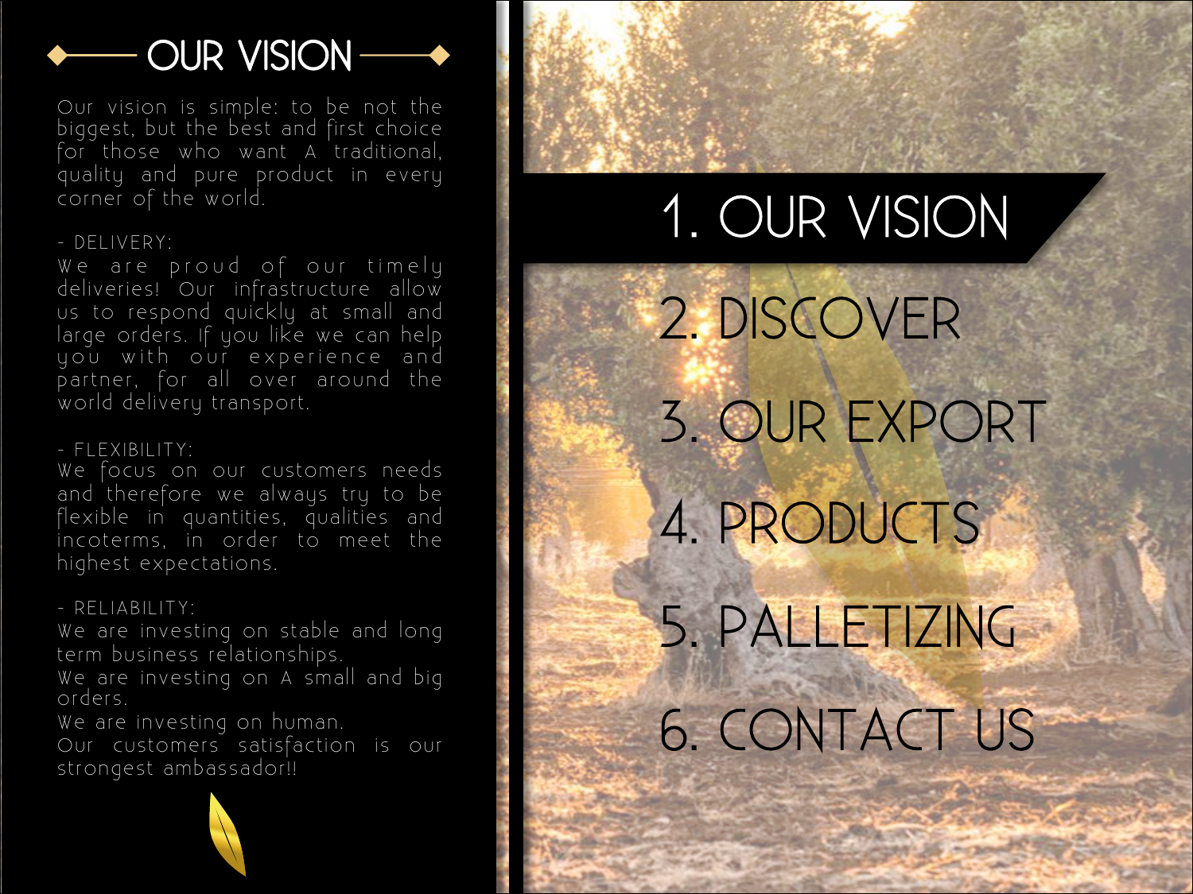# OUR VISION

Our vision is simple: to be not the biggest, but the best and first choice for those who want A traditional, quality and pure product in every corner of the world.

- DELIVERY:

We are proud of our timely deliveries! Our infrastructure allow us to respond quickly at small and large orders. If you like we can help you with our experience and partner, for all over around the world delivery transport.

- FLEXIBILITY:

We focus on our customers needs and therefore we always try to be flexible in quantities, qualities and incoterms, in order to meet the highest expectations.

- RELIABILITY:

We are investing on stable and long term business relationships.
We are investing on A small and big orders.
We are investing on human.
Our customers satisfaction is our strongest ambassador!!

1. OUR VISION
2. DISCOVER
3. OUR EXPORT
4. PRODUCTS
5. PALLETIZING
6. CONTACT US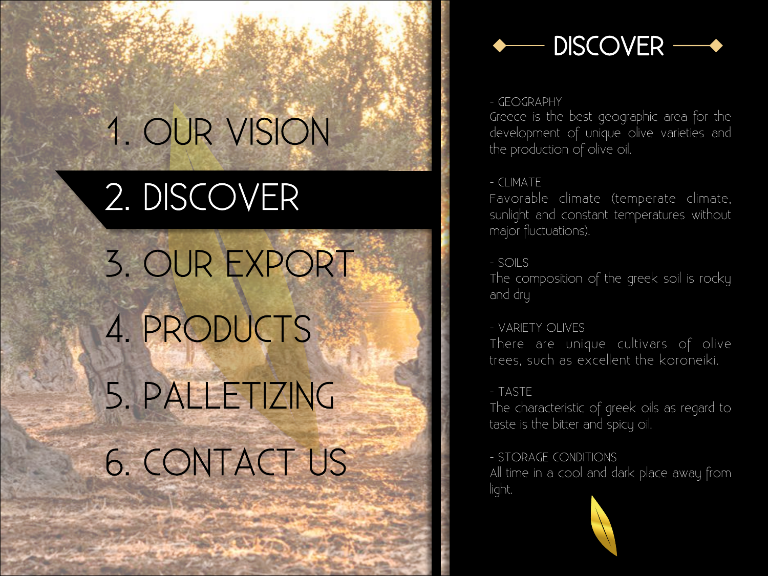1. OUR VISION

2. DISCOVER

3. OUR EXPORT

4. PRODUCTS

5. PALLETIZING

6. CONTACT US

# DISCOVER

- GEOGRAPHY
Greece is the best geographic area for the development of unique olive varieties and the production of olive oil.

- CLIMATE
Favorable climate (temperate climate, sunlight and constant temperatures without major fluctuations).

- SOILS
The composition of the greek soil is rocky and dry

- VARIETY OLIVES
There are unique cultivars of olive trees, such as excellent the koroneiki.

- TASTE
The characteristic of greek oils as regard to taste is the bitter and spicy oil.

- STORAGE CONDITIONS
All time in a cool and dark place away from light.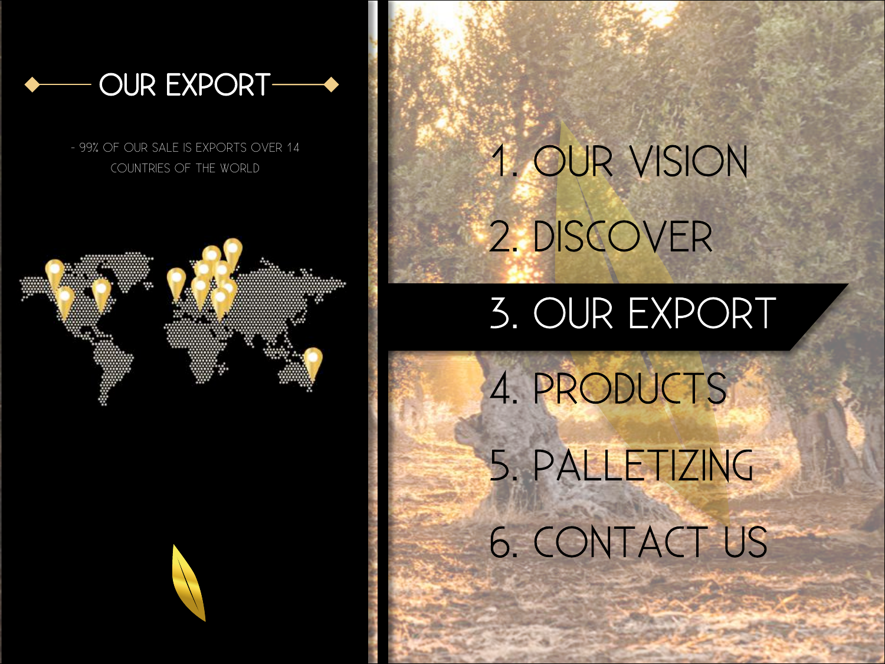# OUR EXPORT

- 99% OF OUR SALE IS EXPORTS OVER 14 COUNTRIES OF THE WORLD

1. OUR VISION
2. DISCOVER
3. OUR EXPORT
4. PRODUCTS
5. PALLETIZING
6. CONTACT US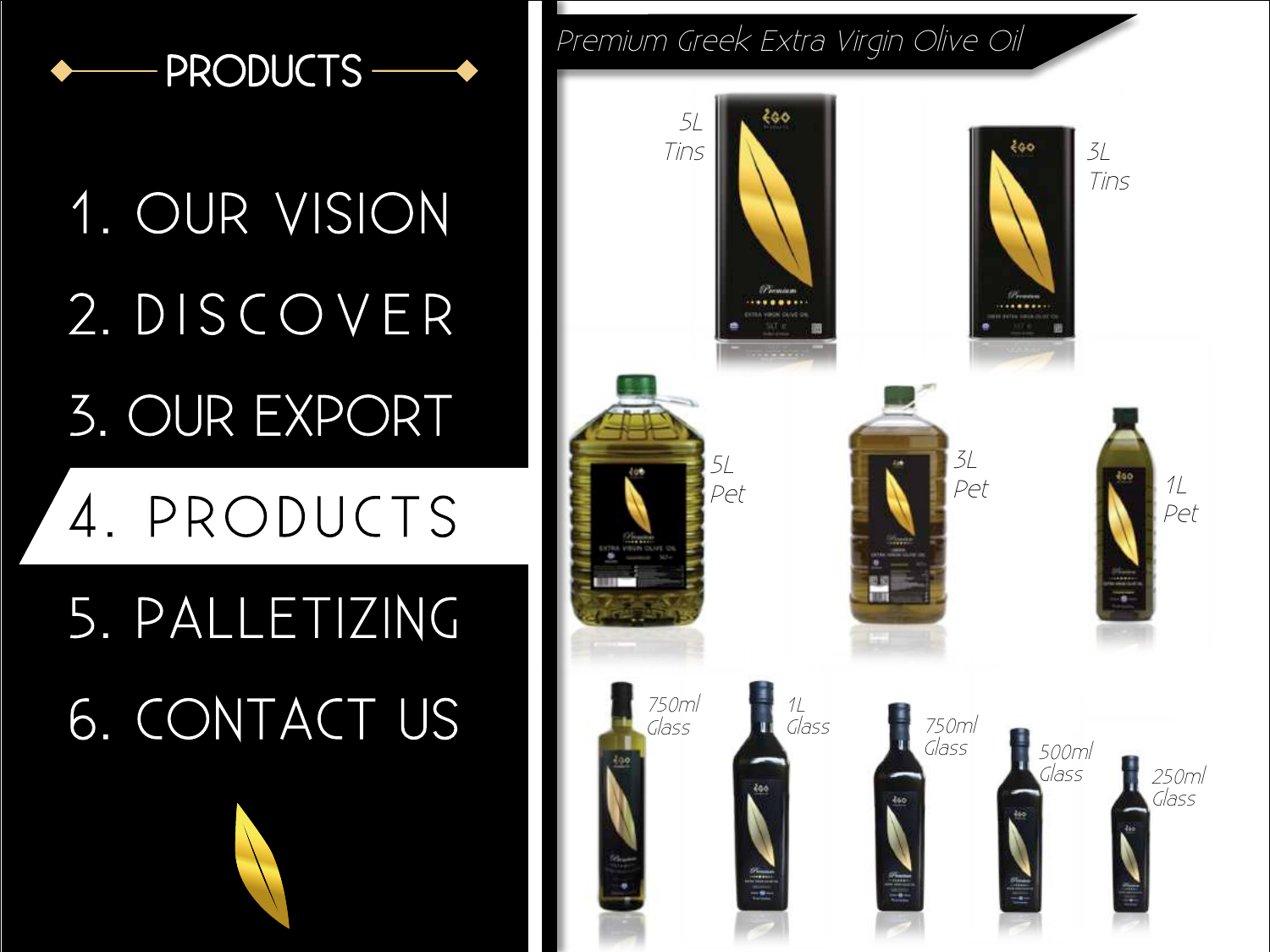## PRODUCTS

1. OUR VISION
2. DISCOVER
3. OUR EXPORT
4. PRODUCTS
5. PALLETIZING
6. CONTACT US

# Premium Greek Extra Virgin Olive Oil

5L Tins

3L Tins

5L Pet

3L Pet

1L Pet

750ml Glass

1L Glass

750ml Glass

500ml Glass

250ml Glass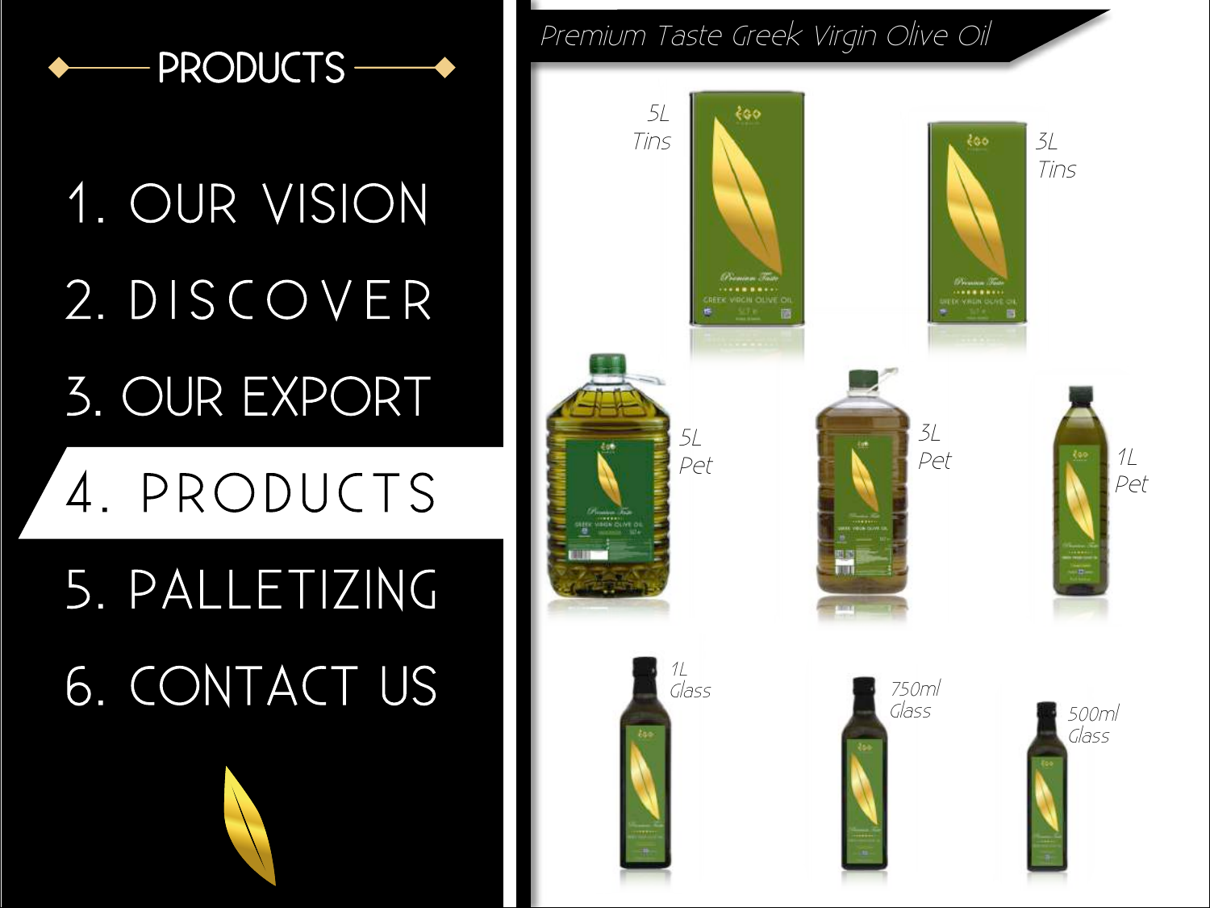## PRODUCTS

1. OUR VISION
2. DISCOVER
3. OUR EXPORT
4. PRODUCTS
5. PALLETIZING
6. CONTACT US

## Premium Taste Greek Virgin Olive Oil

5L Tins

3L Tins

5L Pet

3L Pet

1L Pet

1L Glass

750ml Glass

500ml Glass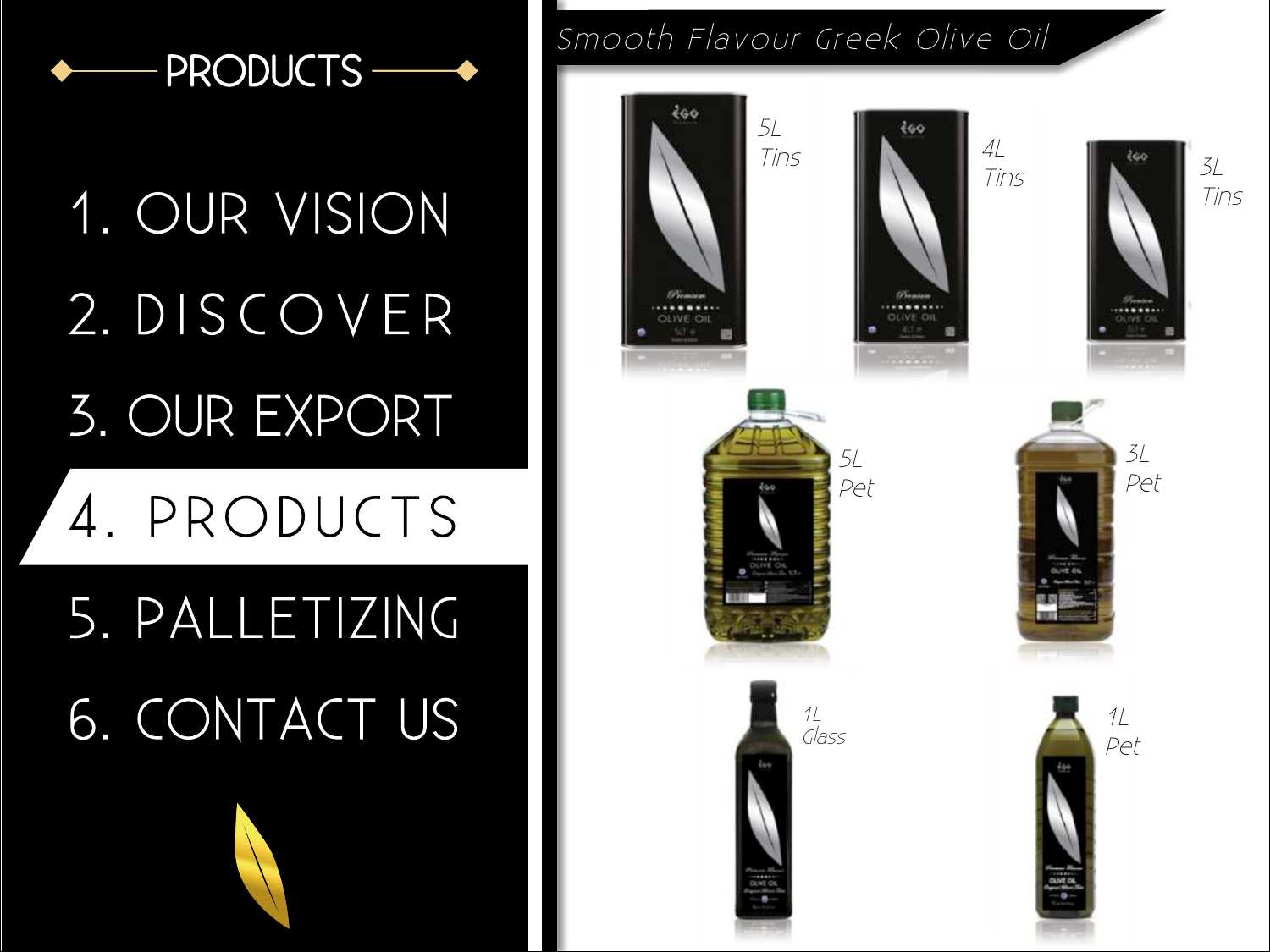## PRODUCTS

1. OUR VISION
2. DISCOVER
3. OUR EXPORT
4. PRODUCTS
5. PALLETIZING
6. CONTACT US

## Smooth Flavour Greek Olive Oil

5L Tins

4L Tins

3L Tins

5L Pet

3L Pet

1L Glass

1L Pet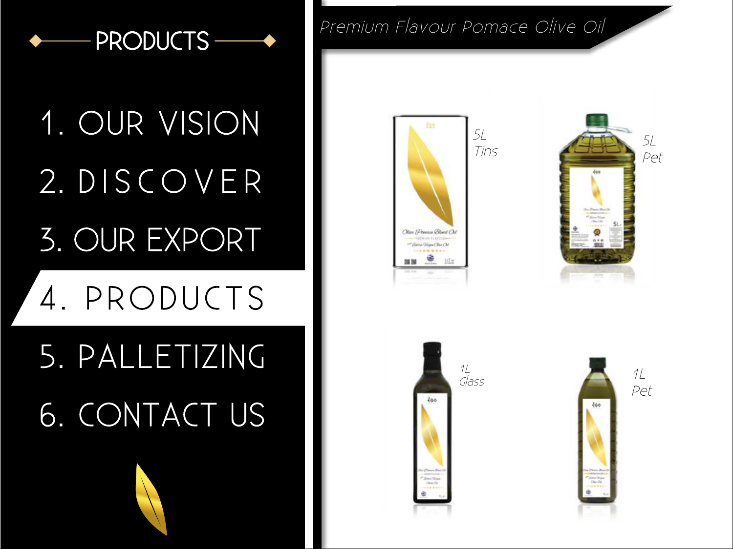## PRODUCTS

1. OUR VISION
2. DISCOVER
3. OUR EXPORT
4. PRODUCTS
5. PALLETIZING
6. CONTACT US

# Premium Flavour Pomace Olive Oil

5L Tins

5L Pet

1L Glass

1L Pet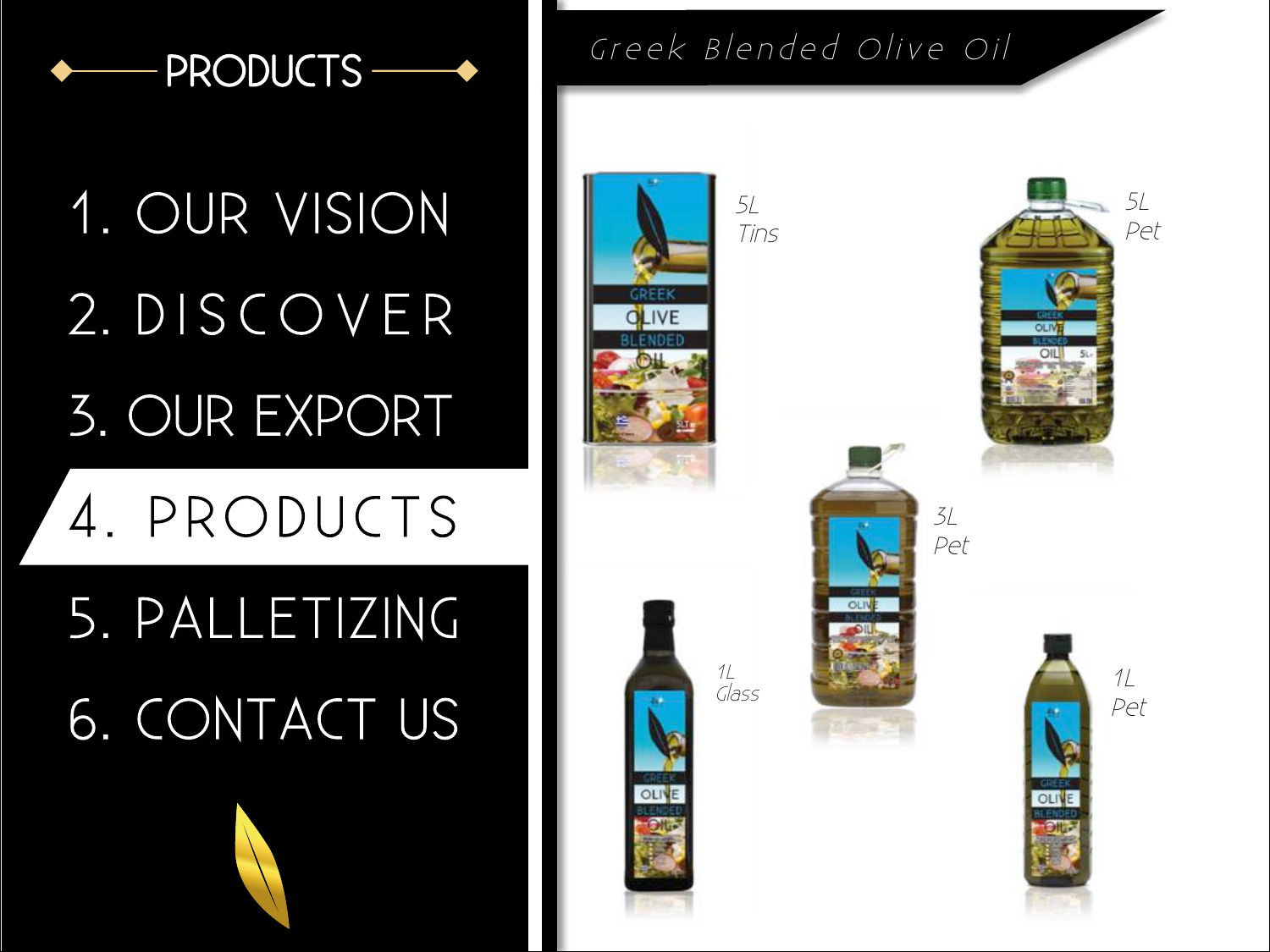## PRODUCTS

1. OUR VISION
2. DISCOVER
3. OUR EXPORT
4. PRODUCTS
5. PALLETIZING
6. CONTACT US

# Greek Blended Olive Oil

*5L Tins*

*5L Pet*

*3L Pet*

*1L Glass*

*1L Pet*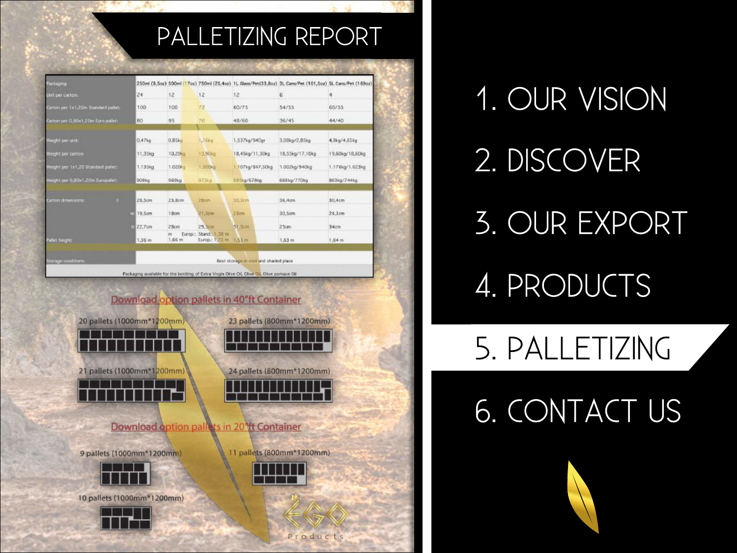# PALLETIZING REPORT

| Packaging | 250ml (8,5oz) | 500ml (17oz) | 750ml (25,4oz) | 1L Glass/Pet(33,8oz) | 3L Cans/Pet (101,5oz) | 5L Cans/Pet (169oz) |
|---|---|---|---|---|---|---|
| Unit per carton: | 24 | 12 | 12 | 12 | 6 | 4 |
| Carton per 1x1,20m Standard pallet: | 100 | 100 | 72 | 60/75 | 54/55 | 60/55 |
| Carton per 0,80x1,20m Euro pallet: | 80 | 95 | 70 | 48/60 | 36/45 | 44/40 |
| Weight per unit: | 0,47kg | 0,85kg | 1,16kg | 1,537kg/940gr | 3,08kg/2,85kg | 4,9kg/4,65kg |
| Weight per carton: | 11,35kg | 10,20kg | 13,90kg | 18,45kg/11,30kg | 18,55kg/17,10kg | 19,60kg/18,60kg |
| Weight per 1x1,20 Standard pallet: | 1.135kg | 1.020kg | 1.000kg | 1.107kg/847,50kg | 1.002kg/940kg | 1.176kg/1.023kg |
| Weight per 0,80x1,20m Europallet: | 908kg | 969kg | 973kg | 885kg/678kg | 668kg/770kg | 863kg/744kg |
| Carton dimensions: l: | 28,5cm | 23,8cm | 28cm | 30,3cm | 36,4cm | 30,4cm |
| w: | 19,5cm | 18cm | 21,5cm | 23cm | 30,5cm | 24,3cm |
| h: | 22,7cm | 28cm | 29,3cm | 31,5cm | 23cm | 34cm |
| Pallet height: | 1,36 m | m 1,66 m | Europ.: Stand.: 1,38 m Europ.: 1,72 m | 1,53 m | 1,63 m | 1,64 m |
| Storage conditions: | Best storage in cool and shaded place | | | | | |

Packaging available for the bottling of Extra Virgin Olive Oil, Olive Oil, Olive pomace Oil

Download option pallets in 40"ft Container

20 pallets (1000mm*1200mm)

23 pallets (800mm*1200mm)

21 pallets (1000mm*1200mm)

24 pallets (800mm*1200mm)

Download option pallets in 20"ft Container

9 pallets (1000mm*1200mm)

11 pallets (800mm*1200mm)

10 pallets (1000mm*1200mm)

ÉGO Products

1. OUR VISION
2. DISCOVER
3. OUR EXPORT
4. PRODUCTS
5. PALLETIZING
6. CONTACT US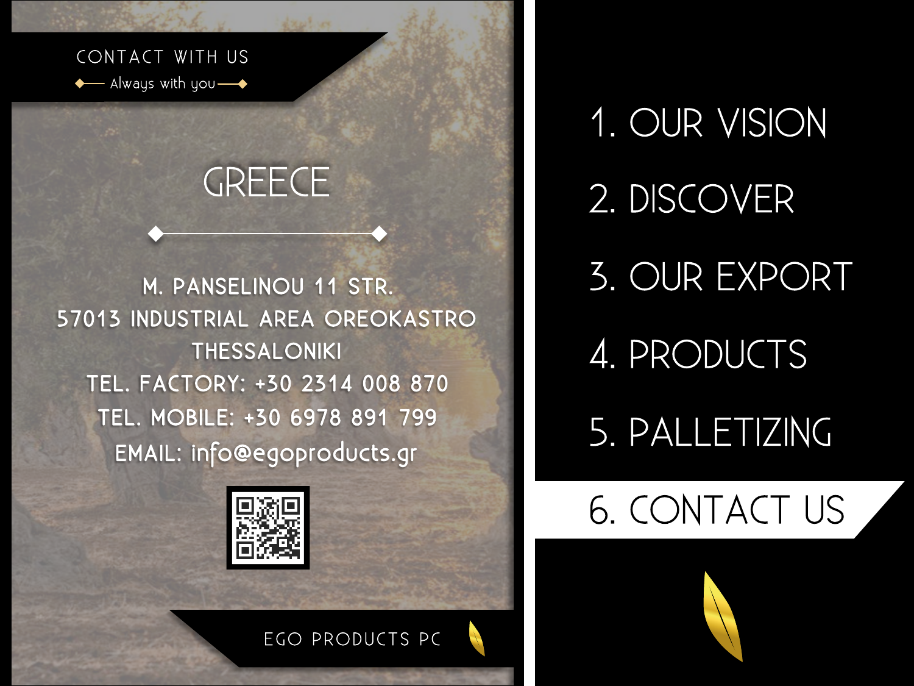CONTACT WITH US

Always with you

# GREECE

M. PANSELINOU 11 STR.
57013 INDUSTRIAL AREA OREOKASTRO
THESSALONIKI
TEL. FACTORY: +30 2314 008 870
TEL. MOBILE: +30 6978 891 799
EMAIL: info@egoproducts.gr

EGO PRODUCTS PC

1. OUR VISION
2. DISCOVER
3. OUR EXPORT
4. PRODUCTS
5. PALLETIZING
6. CONTACT US